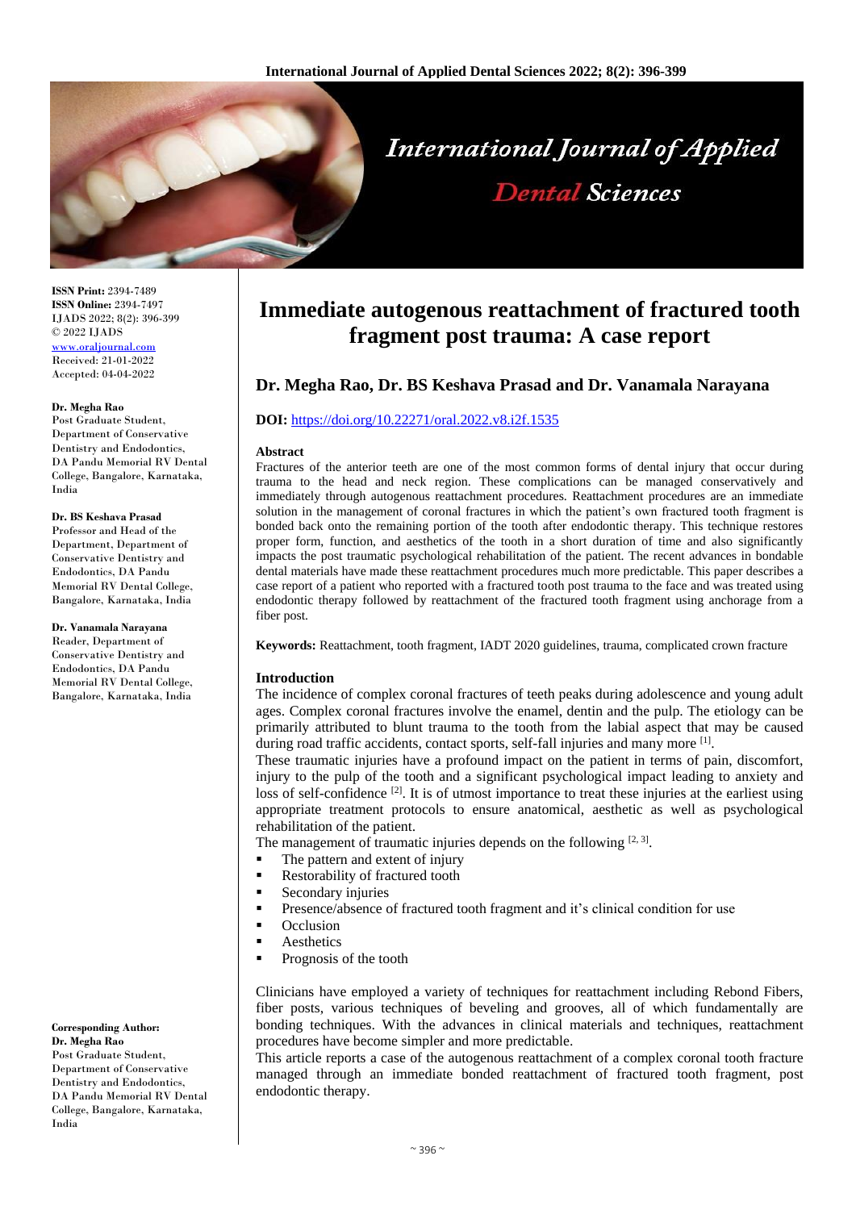# Immediate autogenous reattachment of fractured tooth fragment post trauma: A case report

**Dr. Megha Rao, Dr. BS Keshava Prasad and Dr. Vanamala Narayana**

**DOI:** https://doi.org/10.22271/oral.2022.v8.i2f.1535

**ISSN Print:** 2394-7489
**ISSN Online:** 2394-7497
IJADS 2022; 8(2): 396-399
© 2022 IJADS
www.oraljournal.com
Received: 21-01-2022
Accepted: 04-04-2022

**Dr. Megha Rao**
Post Graduate Student, Department of Conservative Dentistry and Endodontics, DA Pandu Memorial RV Dental College, Bangalore, Karnataka, India

**Dr. BS Keshava Prasad**
Professor and Head of the Department, Department of Conservative Dentistry and Endodontics, DA Pandu Memorial RV Dental College, Bangalore, Karnataka, India

**Dr. Vanamala Narayana**
Reader, Department of Conservative Dentistry and Endodontics, DA Pandu Memorial RV Dental College, Bangalore, Karnataka, India

**Corresponding Author:**
**Dr. Megha Rao**
Post Graduate Student, Department of Conservative Dentistry and Endodontics, DA Pandu Memorial RV Dental College, Bangalore, Karnataka, India

### Abstract

Fractures of the anterior teeth are one of the most common forms of dental injury that occur during trauma to the head and neck region. These complications can be managed conservatively and immediately through autogenous reattachment procedures. Reattachment procedures are an immediate solution in the management of coronal fractures in which the patient's own fractured tooth fragment is bonded back onto the remaining portion of the tooth after endodontic therapy. This technique restores proper form, function, and aesthetics of the tooth in a short duration of time and also significantly impacts the post traumatic psychological rehabilitation of the patient. The recent advances in bondable dental materials have made these reattachment procedures much more predictable. This paper describes a case report of a patient who reported with a fractured tooth post trauma to the face and was treated using endodontic therapy followed by reattachment of the fractured tooth fragment using anchorage from a fiber post.

**Keywords:** Reattachment, tooth fragment, IADT 2020 guidelines, trauma, complicated crown fracture

### Introduction

The incidence of complex coronal fractures of teeth peaks during adolescence and young adult ages. Complex coronal fractures involve the enamel, dentin and the pulp. The etiology can be primarily attributed to blunt trauma to the tooth from the labial aspect that may be caused during road traffic accidents, contact sports, self-fall injuries and many more [1].

These traumatic injuries have a profound impact on the patient in terms of pain, discomfort, injury to the pulp of the tooth and a significant psychological impact leading to anxiety and loss of self-confidence [2]. It is of utmost importance to treat these injuries at the earliest using appropriate treatment protocols to ensure anatomical, aesthetic as well as psychological rehabilitation of the patient.

The management of traumatic injuries depends on the following [2, 3].

- The pattern and extent of injury
- Restorability of fractured tooth
- Secondary injuries
- Presence/absence of fractured tooth fragment and it's clinical condition for use
- Occlusion
- Aesthetics
- Prognosis of the tooth

Clinicians have employed a variety of techniques for reattachment including Rebond Fibers, fiber posts, various techniques of beveling and grooves, all of which fundamentally are bonding techniques. With the advances in clinical materials and techniques, reattachment procedures have become simpler and more predictable.

This article reports a case of the autogenous reattachment of a complex coronal tooth fracture managed through an immediate bonded reattachment of fractured tooth fragment, post endodontic therapy.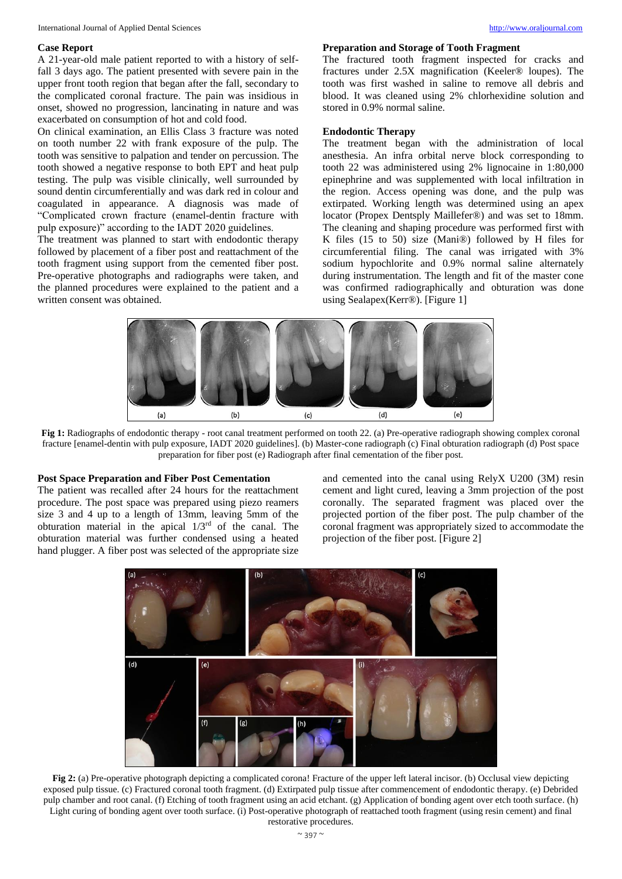### Case Report

A 21-year-old male patient reported to with a history of self-fall 3 days ago. The patient presented with severe pain in the upper front tooth region that began after the fall, secondary to the complicated coronal fracture. The pain was insidious in onset, showed no progression, lancinating in nature and was exacerbated on consumption of hot and cold food.

On clinical examination, an Ellis Class 3 fracture was noted on tooth number 22 with frank exposure of the pulp. The tooth was sensitive to palpation and tender on percussion. The tooth showed a negative response to both EPT and heat pulp testing. The pulp was visible clinically, well surrounded by sound dentin circumferentially and was dark red in colour and coagulated in appearance. A diagnosis was made of "Complicated crown fracture (enamel-dentin fracture with pulp exposure)" according to the IADT 2020 guidelines.

The treatment was planned to start with endodontic therapy followed by placement of a fiber post and reattachment of the tooth fragment using support from the cemented fiber post. Pre-operative photographs and radiographs were taken, and the planned procedures were explained to the patient and a written consent was obtained.

### Preparation and Storage of Tooth Fragment

The fractured tooth fragment inspected for cracks and fractures under 2.5X magnification (Keeler® loupes). The tooth was first washed in saline to remove all debris and blood. It was cleaned using 2% chlorhexidine solution and stored in 0.9% normal saline.

### Endodontic Therapy

The treatment began with the administration of local anesthesia. An infra orbital nerve block corresponding to tooth 22 was administered using 2% lignocaine in 1:80,000 epinephrine and was supplemented with local infiltration in the region. Access opening was done, and the pulp was extirpated. Working length was determined using an apex locator (Propex Dentsply Maillefer®) and was set to 18mm. The cleaning and shaping procedure was performed first with K files (15 to 50) size (Mani®) followed by H files for circumferential filing. The canal was irrigated with 3% sodium hypochlorite and 0.9% normal saline alternately during instrumentation. The length and fit of the master cone was confirmed radiographically and obturation was done using Sealapex(Kerr®). [Figure 1]

**Fig 1:** Radiographs of endodontic therapy - root canal treatment performed on tooth 22. (a) Pre-operative radiograph showing complex coronal fracture [enamel-dentin with pulp exposure, IADT 2020 guidelines]. (b) Master-cone radiograph (c) Final obturation radiograph (d) Post space preparation for fiber post (e) Radiograph after final cementation of the fiber post.

### Post Space Preparation and Fiber Post Cementation

The patient was recalled after 24 hours for the reattachment procedure. The post space was prepared using piezo reamers size 3 and 4 up to a length of 13mm, leaving 5mm of the obturation material in the apical 1/3rd of the canal. The obturation material was further condensed using a heated hand plugger. A fiber post was selected of the appropriate size and cemented into the canal using RelyX U200 (3M) resin cement and light cured, leaving a 3mm projection of the post coronally. The separated fragment was placed over the projected portion of the fiber post. The pulp chamber of the coronal fragment was appropriately sized to accommodate the projection of the fiber post. [Figure 2]

**Fig 2:** (a) Pre-operative photograph depicting a complicated corona! Fracture of the upper left lateral incisor. (b) Occlusal view depicting exposed pulp tissue. (c) Fractured coronal tooth fragment. (d) Extirpated pulp tissue after commencement of endodontic therapy. (e) Debrided pulp chamber and root canal. (f) Etching of tooth fragment using an acid etchant. (g) Application of bonding agent over etch tooth surface. (h) Light curing of bonding agent over tooth surface. (i) Post-operative photograph of reattached tooth fragment (using resin cement) and final restorative procedures.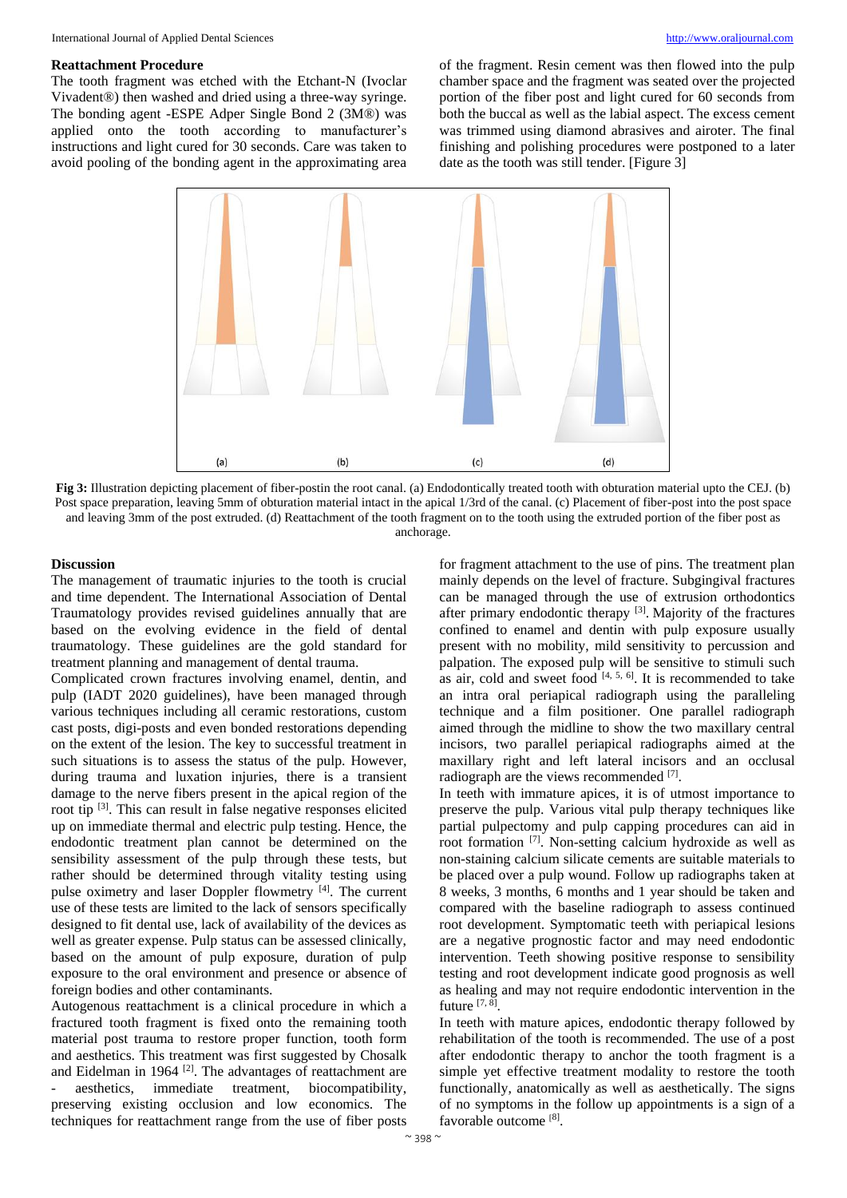### Reattachment Procedure

The tooth fragment was etched with the Etchant-N (Ivoclar Vivadent®) then washed and dried using a three-way syringe. The bonding agent -ESPE Adper Single Bond 2 (3M®) was applied onto the tooth according to manufacturer's instructions and light cured for 30 seconds. Care was taken to avoid pooling of the bonding agent in the approximating area of the fragment. Resin cement was then flowed into the pulp chamber space and the fragment was seated over the projected portion of the fiber post and light cured for 60 seconds from both the buccal as well as the labial aspect. The excess cement was trimmed using diamond abrasives and airoter. The final finishing and polishing procedures were postponed to a later date as the tooth was still tender. [Figure 3]

**Fig 3:** Illustration depicting placement of fiber-postin the root canal. (a) Endodontically treated tooth with obturation material upto the CEJ. (b) Post space preparation, leaving 5mm of obturation material intact in the apical 1/3rd of the canal. (c) Placement of fiber-post into the post space and leaving 3mm of the post extruded. (d) Reattachment of the tooth fragment on to the tooth using the extruded portion of the fiber post as anchorage.

### Discussion

The management of traumatic injuries to the tooth is crucial and time dependent. The International Association of Dental Traumatology provides revised guidelines annually that are based on the evolving evidence in the field of dental traumatology. These guidelines are the gold standard for treatment planning and management of dental trauma.

Complicated crown fractures involving enamel, dentin, and pulp (IADT 2020 guidelines), have been managed through various techniques including all ceramic restorations, custom cast posts, digi-posts and even bonded restorations depending on the extent of the lesion. The key to successful treatment in such situations is to assess the status of the pulp. However, during trauma and luxation injuries, there is a transient damage to the nerve fibers present in the apical region of the root tip [3]. This can result in false negative responses elicited up on immediate thermal and electric pulp testing. Hence, the endodontic treatment plan cannot be determined on the sensibility assessment of the pulp through these tests, but rather should be determined through vitality testing using pulse oximetry and laser Doppler flowmetry [4]. The current use of these tests are limited to the lack of sensors specifically designed to fit dental use, lack of availability of the devices as well as greater expense. Pulp status can be assessed clinically, based on the amount of pulp exposure, duration of pulp exposure to the oral environment and presence or absence of foreign bodies and other contaminants.

Autogenous reattachment is a clinical procedure in which a fractured tooth fragment is fixed onto the remaining tooth material post trauma to restore proper function, tooth form and aesthetics. This treatment was first suggested by Chosalk and Eidelman in 1964 [2]. The advantages of reattachment are - aesthetics, immediate treatment, biocompatibility, preserving existing occlusion and low economics. The techniques for reattachment range from the use of fiber posts for fragment attachment to the use of pins. The treatment plan mainly depends on the level of fracture. Subgingival fractures can be managed through the use of extrusion orthodontics after primary endodontic therapy [3]. Majority of the fractures confined to enamel and dentin with pulp exposure usually present with no mobility, mild sensitivity to percussion and palpation. The exposed pulp will be sensitive to stimuli such as air, cold and sweet food [4, 5, 6]. It is recommended to take an intra oral periapical radiograph using the paralleling technique and a film positioner. One parallel radiograph aimed through the midline to show the two maxillary central incisors, two parallel periapical radiographs aimed at the maxillary right and left lateral incisors and an occlusal radiograph are the views recommended [7].

In teeth with immature apices, it is of utmost importance to preserve the pulp. Various vital pulp therapy techniques like partial pulpectomy and pulp capping procedures can aid in root formation [7]. Non-setting calcium hydroxide as well as non-staining calcium silicate cements are suitable materials to be placed over a pulp wound. Follow up radiographs taken at 8 weeks, 3 months, 6 months and 1 year should be taken and compared with the baseline radiograph to assess continued root development. Symptomatic teeth with periapical lesions are a negative prognostic factor and may need endodontic intervention. Teeth showing positive response to sensibility testing and root development indicate good prognosis as well as healing and may not require endodontic intervention in the future [7, 8].

In teeth with mature apices, endodontic therapy followed by rehabilitation of the tooth is recommended. The use of a post after endodontic therapy to anchor the tooth fragment is a simple yet effective treatment modality to restore the tooth functionally, anatomically as well as aesthetically. The signs of no symptoms in the follow up appointments is a sign of a favorable outcome [8].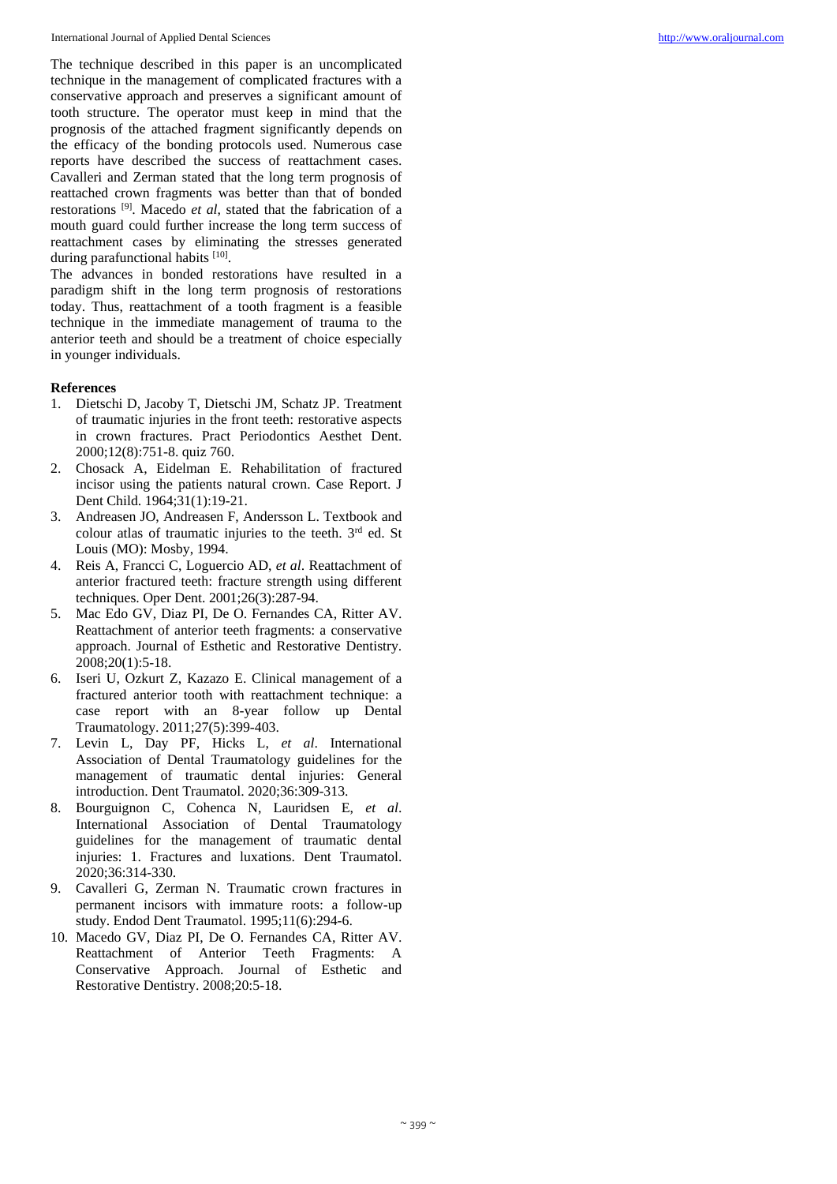The technique described in this paper is an uncomplicated technique in the management of complicated fractures with a conservative approach and preserves a significant amount of tooth structure. The operator must keep in mind that the prognosis of the attached fragment significantly depends on the efficacy of the bonding protocols used. Numerous case reports have described the success of reattachment cases. Cavalleri and Zerman stated that the long term prognosis of reattached crown fragments was better than that of bonded restorations [9]. Macedo *et al*, stated that the fabrication of a mouth guard could further increase the long term success of reattachment cases by eliminating the stresses generated during parafunctional habits [10].

The advances in bonded restorations have resulted in a paradigm shift in the long term prognosis of restorations today. Thus, reattachment of a tooth fragment is a feasible technique in the immediate management of trauma to the anterior teeth and should be a treatment of choice especially in younger individuals.

## References

1. Dietschi D, Jacoby T, Dietschi JM, Schatz JP. Treatment of traumatic injuries in the front teeth: restorative aspects in crown fractures. Pract Periodontics Aesthet Dent. 2000;12(8):751-8. quiz 760.
2. Chosack A, Eidelman E. Rehabilitation of fractured incisor using the patients natural crown. Case Report. J Dent Child. 1964;31(1):19-21.
3. Andreasen JO, Andreasen F, Andersson L. Textbook and colour atlas of traumatic injuries to the teeth. 3rd ed. St Louis (MO): Mosby, 1994.
4. Reis A, Francci C, Loguercio AD, *et al*. Reattachment of anterior fractured teeth: fracture strength using different techniques. Oper Dent. 2001;26(3):287-94.
5. Mac Edo GV, Diaz PI, De O. Fernandes CA, Ritter AV. Reattachment of anterior teeth fragments: a conservative approach. Journal of Esthetic and Restorative Dentistry. 2008;20(1):5-18.
6. Iseri U, Ozkurt Z, Kazazo E. Clinical management of a fractured anterior tooth with reattachment technique: a case report with an 8-year follow up Dental Traumatology. 2011;27(5):399-403.
7. Levin L, Day PF, Hicks L, *et al*. International Association of Dental Traumatology guidelines for the management of traumatic dental injuries: General introduction. Dent Traumatol. 2020;36:309-313.
8. Bourguignon C, Cohenca N, Lauridsen E, *et al*. International Association of Dental Traumatology guidelines for the management of traumatic dental injuries: 1. Fractures and luxations. Dent Traumatol. 2020;36:314-330.
9. Cavalleri G, Zerman N. Traumatic crown fractures in permanent incisors with immature roots: a follow-up study. Endod Dent Traumatol. 1995;11(6):294-6.
10. Macedo GV, Diaz PI, De O. Fernandes CA, Ritter AV. Reattachment of Anterior Teeth Fragments: A Conservative Approach. Journal of Esthetic and Restorative Dentistry. 2008;20:5-18.